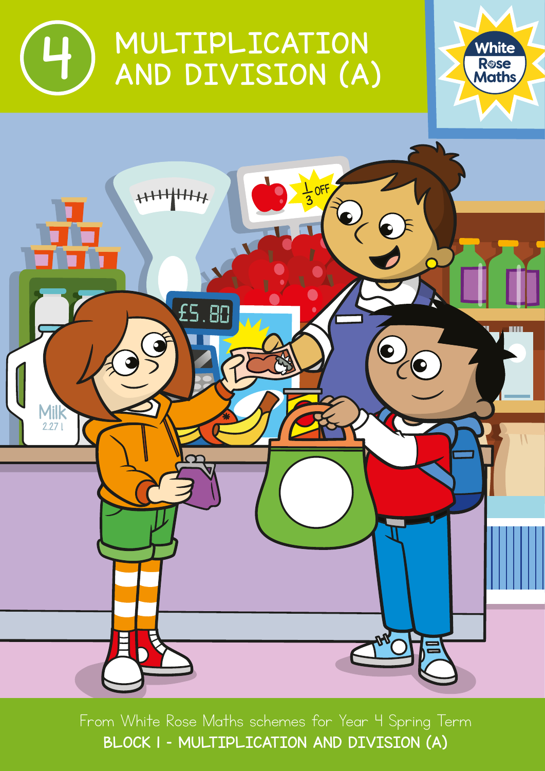# 4 MULTIPLICATION AND DIVISION (A)

White Rose Maths

From White Rose Maths schemes for Year 4 Spring Term

**BLOCK 1 - MULTIPLICATION AND DIVISION (A)**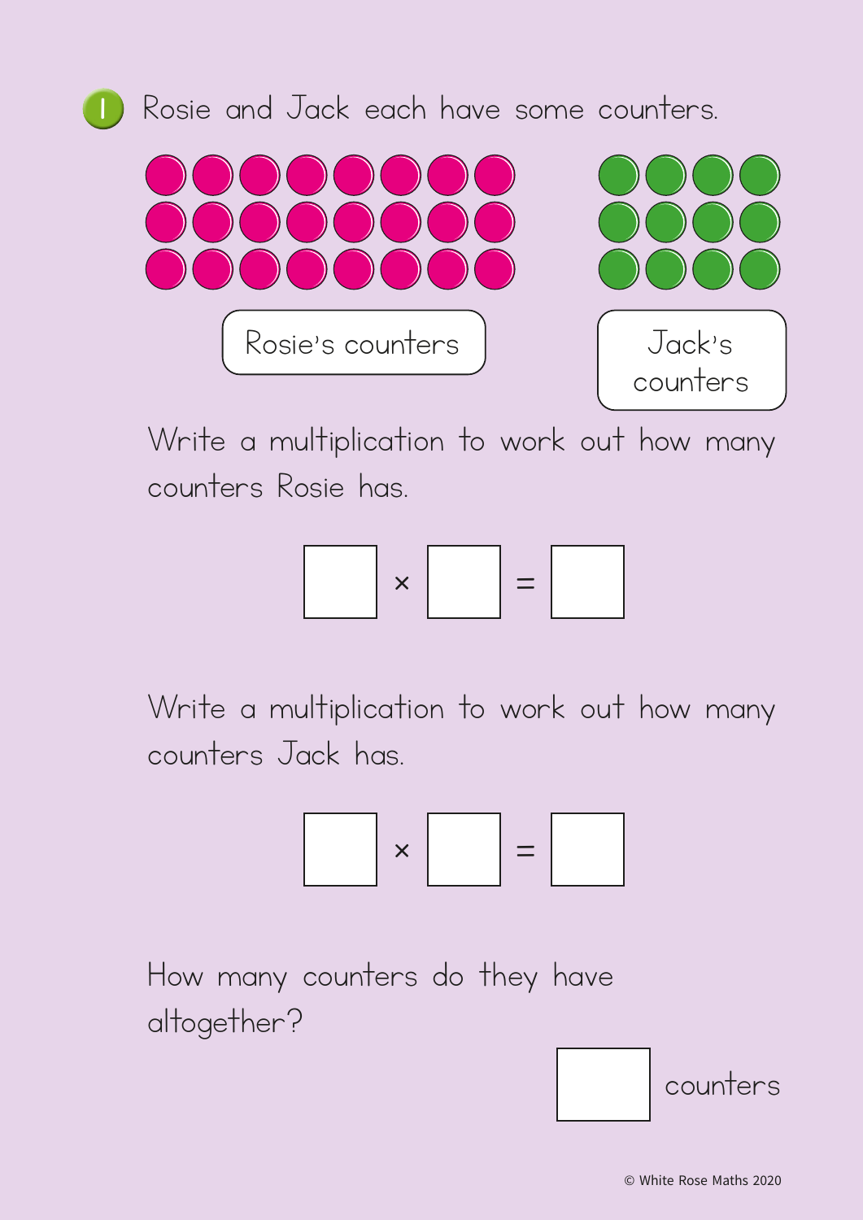1. Rosie and Jack each have some counters.

Rosie's counters

Jack's counters

Write a multiplication to work out how many counters Rosie has.

$\square \times \square = \square$

Write a multiplication to work out how many counters Jack has.

$\square \times \square = \square$

How many counters do they have altogether?

$\square$ counters

© White Rose Maths 2020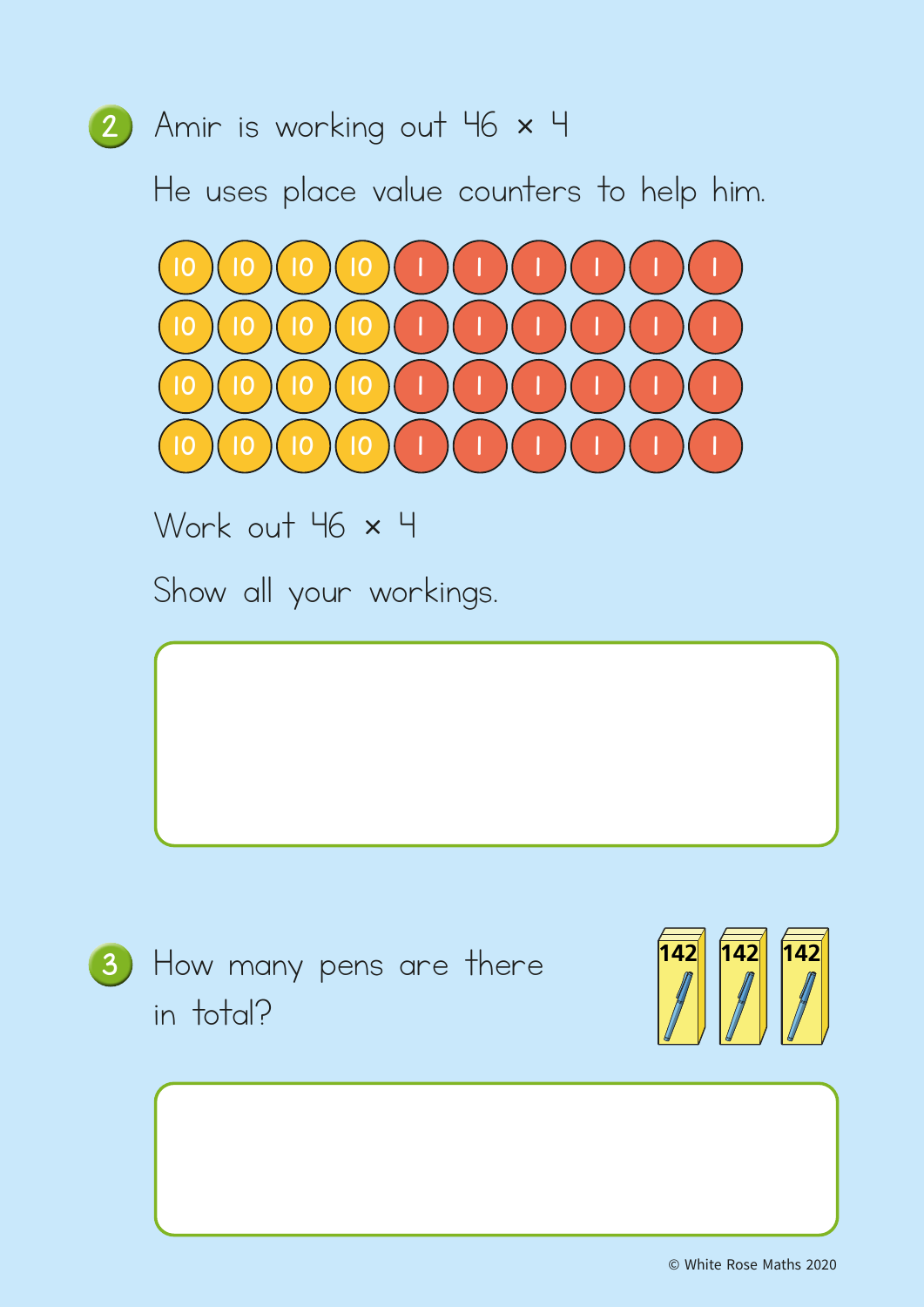2. Amir is working out $46 \times 4$

He uses place value counters to help him.

| 10 | 10 | 10 | 10 | 1 | 1 | 1 | 1 | 1 | 1 |
|---|---|---|---|---|---|---|---|---|---|
| 10 | 10 | 10 | 10 | 1 | 1 | 1 | 1 | 1 | 1 |
| 10 | 10 | 10 | 10 | 1 | 1 | 1 | 1 | 1 | 1 |
| 10 | 10 | 10 | 10 | 1 | 1 | 1 | 1 | 1 | 1 |

Work out $46 \times 4$

Show all your workings.

3. How many pens are there in total?

142 142 142

© White Rose Maths 2020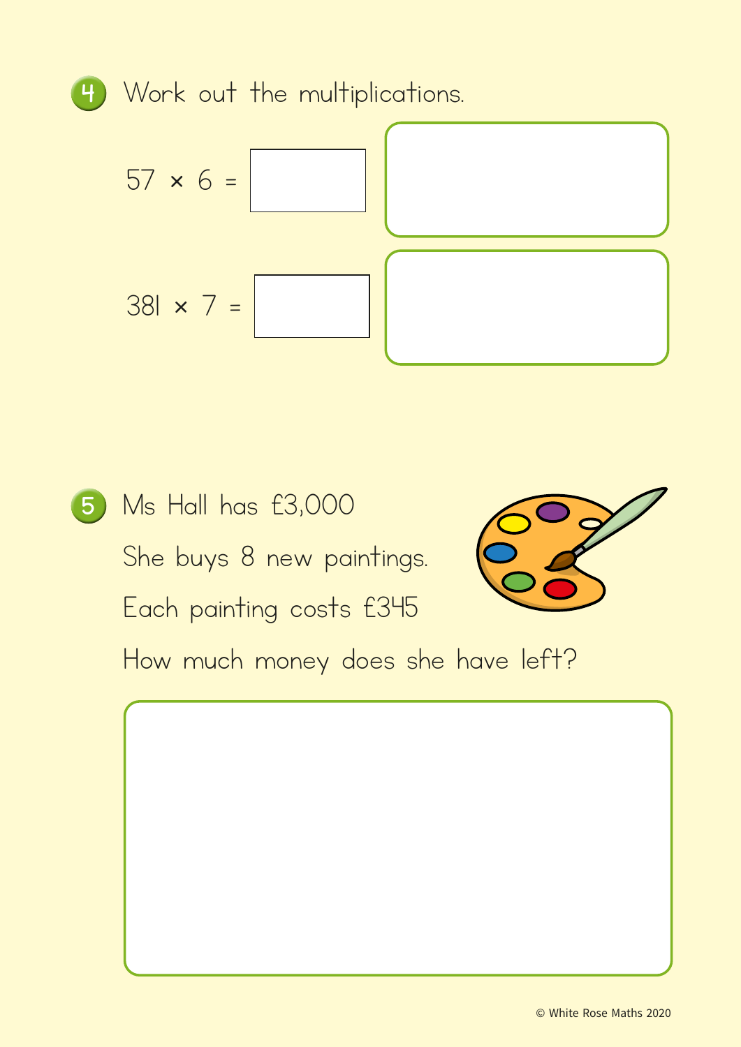4. Work out the multiplications.

$57 \times 6 =$ ______

$381 \times 7 =$ ______

5. Ms Hall has £3,000

She buys 8 new paintings.

Each painting costs £345

How much money does she have left?

© White Rose Maths 2020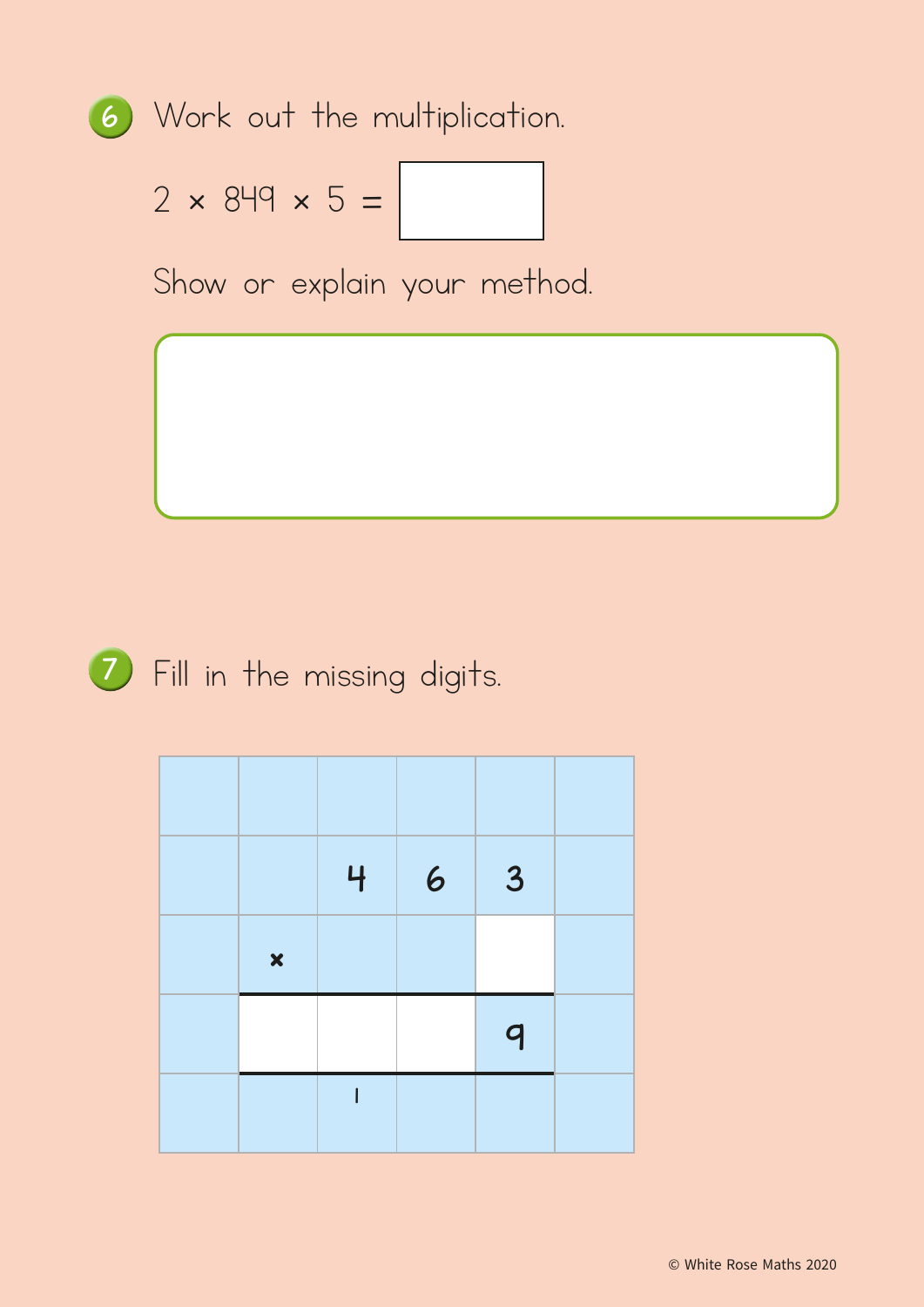6. Work out the multiplication.

$2 \times 849 \times 5 = \square$

Show or explain your method.

7. Fill in the missing digits.

| | | | | | |
|---|---|---|---|---|---|
| | | | | | |
| | | 4 | 6 | 3 | |
| | × | | | | |
| | | | | 9 | |
| | | 1 | | | |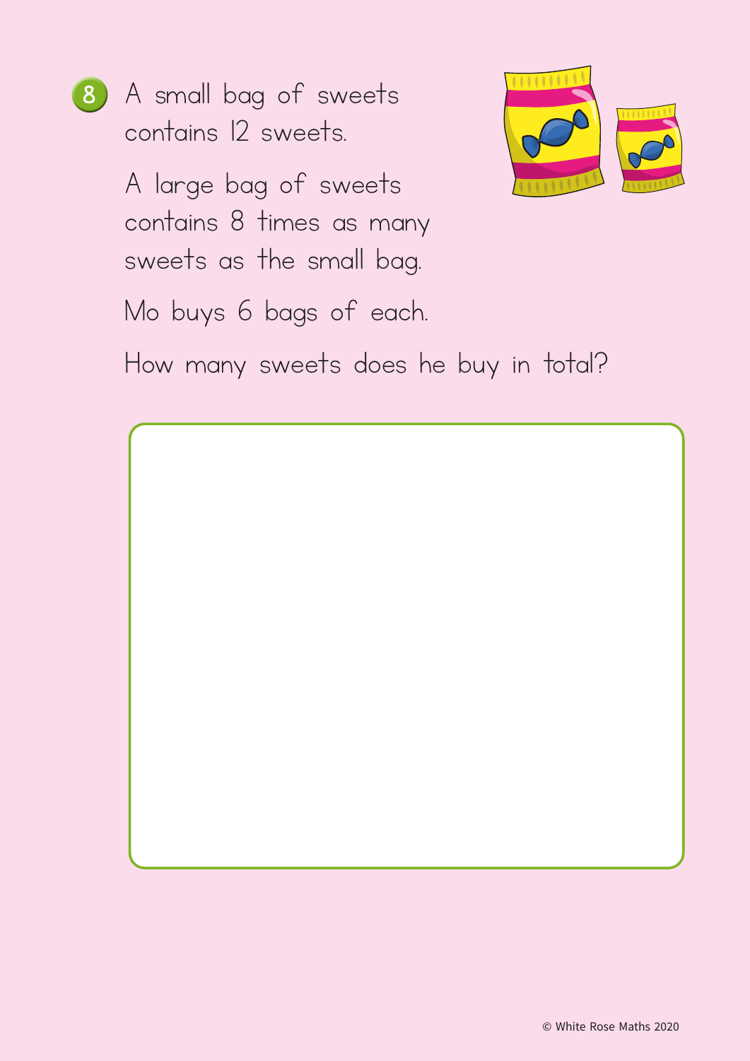8. A small bag of sweets contains 12 sweets.

A large bag of sweets contains 8 times as many sweets as the small bag.

Mo buys 6 bags of each.

How many sweets does he buy in total?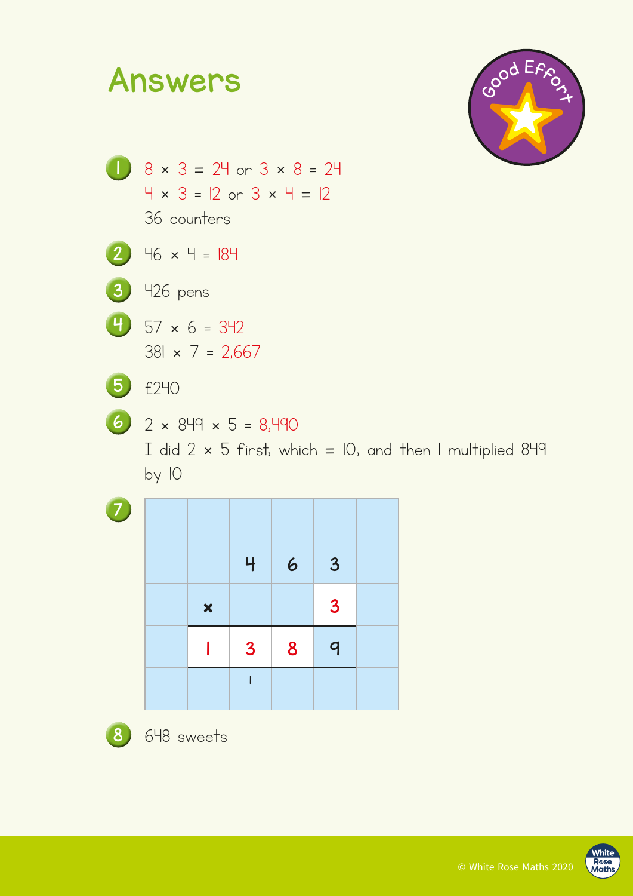# Answers

Good Effort

1. $8 \times 3 = 24$ or $3 \times 8 = 24$

   $4 \times 3 = 12$ or $3 \times 4 = 12$

   36 counters

2. $46 \times 4 = 184$

3. 426 pens

4. $57 \times 6 = 342$

   $381 \times 7 = 2,667$

5. £240

6. $2 \times 849 \times 5 = 8,490$

   I did $2 \times 5$ first, which $= 10$, and then I multiplied 849 by 10

7. 

| | | | | | |
|---|---|---|---|---|---|
| | | | | | |
| | | 4 | 6 | 3 | |
| | × | | | 3 | |
| | 1 | 3 | 8 | 9 | |
| | | 1 | | | |

8. 648 sweets